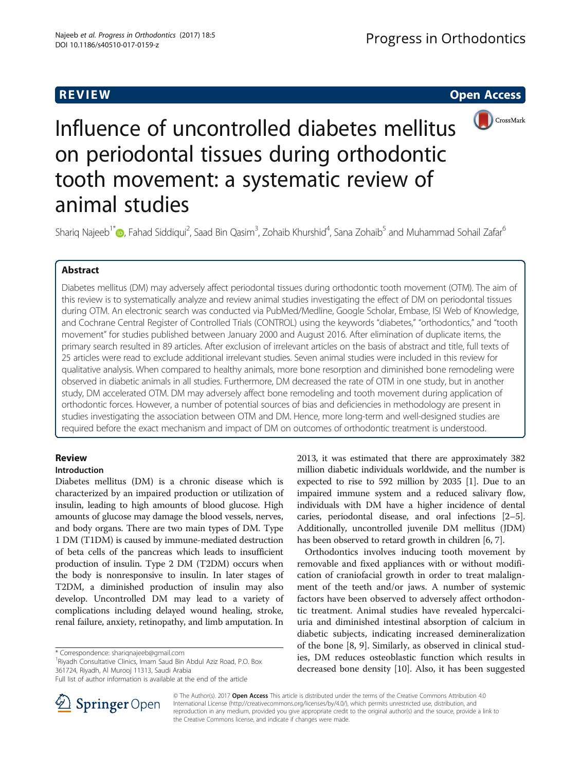**REVIEW** **Open Access**

# Influence of uncontrolled diabetes mellitus on periodontal tissues during orthodontic tooth movement: a systematic review of animal studies

Shariq Najeeb[1*], Fahad Siddiqui[2], Saad Bin Qasim[3], Zohaib Khurshid[4], Sana Zohaib[5] and Muhammad Sohail Zafar[6]

## Abstract

Diabetes mellitus (DM) may adversely affect periodontal tissues during orthodontic tooth movement (OTM). The aim of this review is to systematically analyze and review animal studies investigating the effect of DM on periodontal tissues during OTM. An electronic search was conducted via PubMed/Medline, Google Scholar, Embase, ISI Web of Knowledge, and Cochrane Central Register of Controlled Trials (CONTROL) using the keywords "diabetes," "orthodontics," and "tooth movement" for studies published between January 2000 and August 2016. After elimination of duplicate items, the primary search resulted in 89 articles. After exclusion of irrelevant articles on the basis of abstract and title, full texts of 25 articles were read to exclude additional irrelevant studies. Seven animal studies were included in this review for qualitative analysis. When compared to healthy animals, more bone resorption and diminished bone remodeling were observed in diabetic animals in all studies. Furthermore, DM decreased the rate of OTM in one study, but in another study, DM accelerated OTM. DM may adversely affect bone remodeling and tooth movement during application of orthodontic forces. However, a number of potential sources of bias and deficiencies in methodology are present in studies investigating the association between OTM and DM. Hence, more long-term and well-designed studies are required before the exact mechanism and impact of DM on outcomes of orthodontic treatment is understood.

## Review

### Introduction

Diabetes mellitus (DM) is a chronic disease which is characterized by an impaired production or utilization of insulin, leading to high amounts of blood glucose. High amounts of glucose may damage the blood vessels, nerves, and body organs. There are two main types of DM. Type 1 DM (T1DM) is caused by immune-mediated destruction of beta cells of the pancreas which leads to insufficient production of insulin. Type 2 DM (T2DM) occurs when the body is nonresponsive to insulin. In later stages of T2DM, a diminished production of insulin may also develop. Uncontrolled DM may lead to a variety of complications including delayed wound healing, stroke, renal failure, anxiety, retinopathy, and limb amputation. In 2013, it was estimated that there are approximately 382 million diabetic individuals worldwide, and the number is expected to rise to 592 million by 2035 [1]. Due to an impaired immune system and a reduced salivary flow, individuals with DM have a higher incidence of dental caries, periodontal disease, and oral infections [2–5]. Additionally, uncontrolled juvenile DM mellitus (JDM) has been observed to retard growth in children [6, 7].

Orthodontics involves inducing tooth movement by removable and fixed appliances with or without modification of craniofacial growth in order to treat malalignment of the teeth and/or jaws. A number of systemic factors have been observed to adversely affect orthodontic treatment. Animal studies have revealed hypercalciuria and diminished intestinal absorption of calcium in diabetic subjects, indicating increased demineralization of the bone [8, 9]. Similarly, as observed in clinical studies, DM reduces osteoblastic function which results in decreased bone density [10]. Also, it has been suggested

\* Correspondence: shariqnajeeb@gmail.com
[1]Riyadh Consultative Clinics, Imam Saud Bin Abdul Aziz Road, P.O. Box 361724, Riyadh, Al Murooj 11313, Saudi Arabia
Full list of author information is available at the end of the article

© The Author(s). 2017 **Open Access** This article is distributed under the terms of the Creative Commons Attribution 4.0 International License (http://creativecommons.org/licenses/by/4.0/), which permits unrestricted use, distribution, and reproduction in any medium, provided you give appropriate credit to the original author(s) and the source, provide a link to the Creative Commons license, and indicate if changes were made.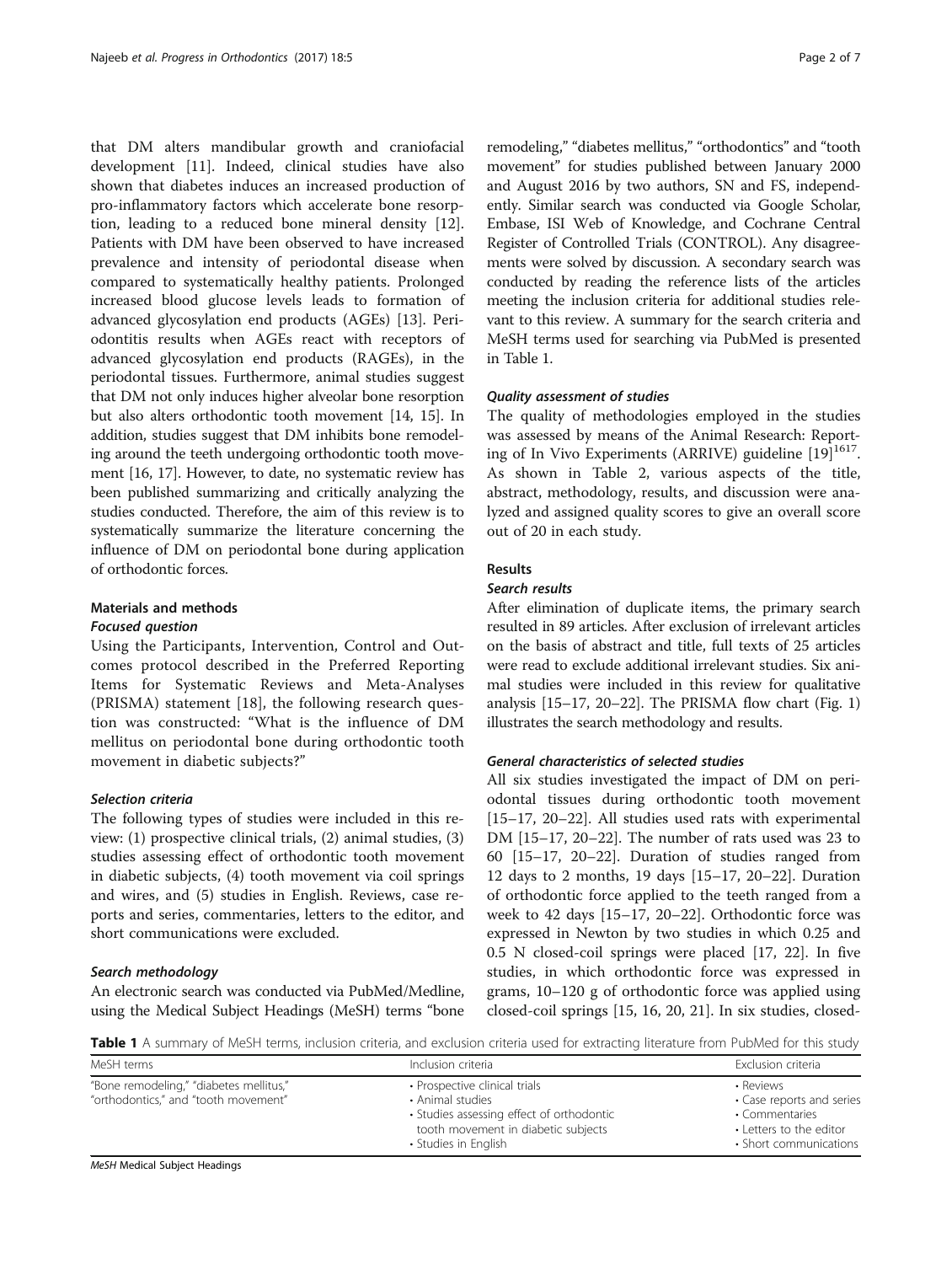that DM alters mandibular growth and craniofacial development [11]. Indeed, clinical studies have also shown that diabetes induces an increased production of pro-inflammatory factors which accelerate bone resorption, leading to a reduced bone mineral density [12]. Patients with DM have been observed to have increased prevalence and intensity of periodontal disease when compared to systematically healthy patients. Prolonged increased blood glucose levels leads to formation of advanced glycosylation end products (AGEs) [13]. Periodontitis results when AGEs react with receptors of advanced glycosylation end products (RAGEs), in the periodontal tissues. Furthermore, animal studies suggest that DM not only induces higher alveolar bone resorption but also alters orthodontic tooth movement [14, 15]. In addition, studies suggest that DM inhibits bone remodeling around the teeth undergoing orthodontic tooth movement [16, 17]. However, to date, no systematic review has been published summarizing and critically analyzing the studies conducted. Therefore, the aim of this review is to systematically summarize the literature concerning the influence of DM on periodontal bone during application of orthodontic forces.

## Materials and methods

### *Focused question*

Using the Participants, Intervention, Control and Outcomes protocol described in the Preferred Reporting Items for Systematic Reviews and Meta-Analyses (PRISMA) statement [18], the following research question was constructed: "What is the influence of DM mellitus on periodontal bone during orthodontic tooth movement in diabetic subjects?"

### *Selection criteria*

The following types of studies were included in this review: (1) prospective clinical trials, (2) animal studies, (3) studies assessing effect of orthodontic tooth movement in diabetic subjects, (4) tooth movement via coil springs and wires, and (5) studies in English. Reviews, case reports and series, commentaries, letters to the editor, and short communications were excluded.

### *Search methodology*

An electronic search was conducted via PubMed/Medline, using the Medical Subject Headings (MeSH) terms "bone remodeling," "diabetes mellitus," "orthodontics" and "tooth movement" for studies published between January 2000 and August 2016 by two authors, SN and FS, independently. Similar search was conducted via Google Scholar, Embase, ISI Web of Knowledge, and Cochrane Central Register of Controlled Trials (CONTROL). Any disagreements were solved by discussion. A secondary search was conducted by reading the reference lists of the articles meeting the inclusion criteria for additional studies relevant to this review. A summary for the search criteria and MeSH terms used for searching via PubMed is presented in Table 1.

### *Quality assessment of studies*

The quality of methodologies employed in the studies was assessed by means of the Animal Research: Reporting of In Vivo Experiments (ARRIVE) guideline [19][1617]. As shown in Table 2, various aspects of the title, abstract, methodology, results, and discussion were analyzed and assigned quality scores to give an overall score out of 20 in each study.

## Results

### *Search results*

After elimination of duplicate items, the primary search resulted in 89 articles. After exclusion of irrelevant articles on the basis of abstract and title, full texts of 25 articles were read to exclude additional irrelevant studies. Six animal studies were included in this review for qualitative analysis [15–17, 20–22]. The PRISMA flow chart (Fig. 1) illustrates the search methodology and results.

### *General characteristics of selected studies*

All six studies investigated the impact of DM on periodontal tissues during orthodontic tooth movement [15–17, 20–22]. All studies used rats with experimental DM [15–17, 20–22]. The number of rats used was 23 to 60 [15–17, 20–22]. Duration of studies ranged from 12 days to 2 months, 19 days [15–17, 20–22]. Duration of orthodontic force applied to the teeth ranged from a week to 42 days [15–17, 20–22]. Orthodontic force was expressed in Newton by two studies in which 0.25 and 0.5 N closed-coil springs were placed [17, 22]. In five studies, in which orthodontic force was expressed in grams, 10–120 g of orthodontic force was applied using closed-coil springs [15, 16, 20, 21]. In six studies, closed-

**Table 1** A summary of MeSH terms, inclusion criteria, and exclusion criteria used for extracting literature from PubMed for this study

| MeSH terms | Inclusion criteria | Exclusion criteria |
|---|---|---|
| "Bone remodeling," "diabetes mellitus," "orthodontics," and "tooth movement" | • Prospective clinical trials<br>• Animal studies<br>• Studies assessing effect of orthodontic tooth movement in diabetic subjects<br>• Studies in English | • Reviews<br>• Case reports and series<br>• Commentaries<br>• Letters to the editor<br>• Short communications |

*MeSH* Medical Subject Headings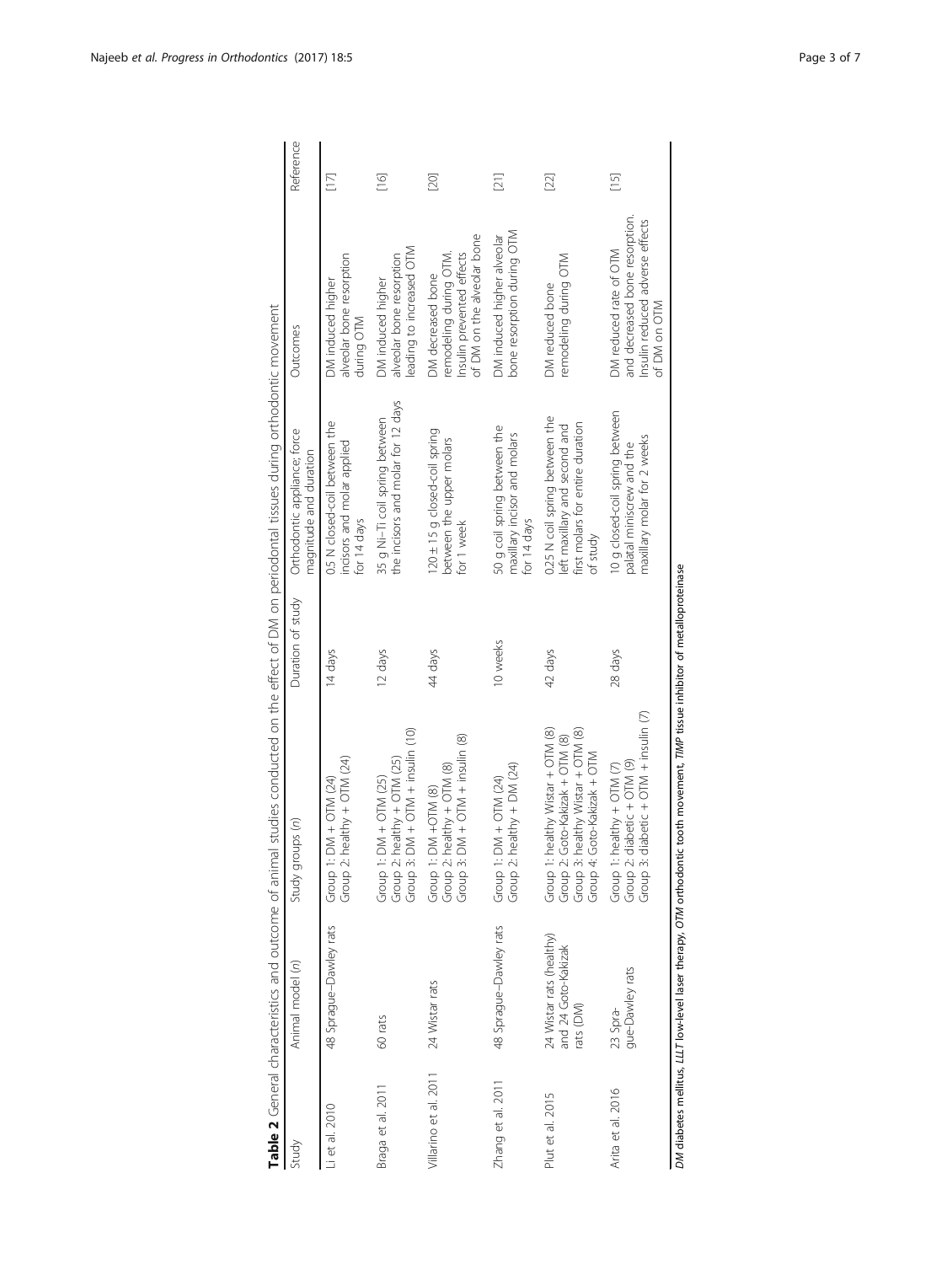**Table 2** General characteristics and outcome of animal studies conducted on the effect of DM on periodontal tissues during orthodontic movement

| Study | Animal model (n) | Study groups (n) | Duration of study | Orthodontic appliance; force magnitude and duration | Outcomes | Reference |
|---|---|---|---|---|---|---|
| Li et al. 2010 | 48 Sprague–Dawley rats | Group 1: DM + OTM (24)<br>Group 2: healthy + OTM (24) | 14 days | 0.5 N closed-coil between the incisors and molar applied for 14 days | DM induced higher alveolar bone resorption during OTM | [17] |
| Braga et al. 2011 | 60 rats | Group 1: DM + OTM (25)<br>Group 2: healthy + OTM (25)<br>Group 3: DM + OTM + insulin (10) | 12 days | 35 g Ni–Ti coil spring between the incisors and molar for 12 days | DM induced higher alveolar bone resorption leading to increased OTM | [16] |
| Villarino et al. 2011 | 24 Wistar rats | Group 1: DM +OTM (8)<br>Group 2: healthy + OTM (8)<br>Group 3: DM + OTM + insulin (8) | 44 days | 120 ± 15 g closed-coil spring between the upper molars for 1 week | DM decreased bone remodeling during OTM. Insulin prevented effects of DM on the alveolar bone | [20] |
| Zhang et al. 2011 | 48 Sprague–Dawley rats | Group 1: DM + OTM (24)<br>Group 2: healthy + DM (24) | 10 weeks | 50 g coil spring between the maxillary incisor and molars for 14 days | DM induced higher alveolar bone resorption during OTM | [21] |
| Plut et al. 2015 | 24 Wistar rats (healthy) and 24 Goto-Kakizak rats (DM) | Group 1: healthy Wistar + OTM (8)<br>Group 2: Goto-Kakizak + OTM (8)<br>Group 3: healthy Wistar + OTM (8)<br>Group 4: Goto-Kakizak + OTM | 42 days | 0.25 N coil spring between the left maxillary and second and first molars for entire duration of study | DM reduced bone remodeling during OTM | [22] |
| Arita et al. 2016 | 23 Sprague-Dawley rats | Group 1: healthy + OTM (7)<br>Group 2: diabetic + OTM (9)<br>Group 3: diabetic + OTM + insulin (7) | 28 days | 10 g closed-coil spring between palatal miniscrew and the maxillary molar for 2 weeks | DM reduced rate of OTM and decreased bone resorption. Insulin reduced adverse effects of DM on OTM | [15] |

*DM* diabetes mellitus, *LLLT* low-level laser therapy, *OTM* orthodontic tooth movement, *TIMP* tissue inhibitor of metalloproteinase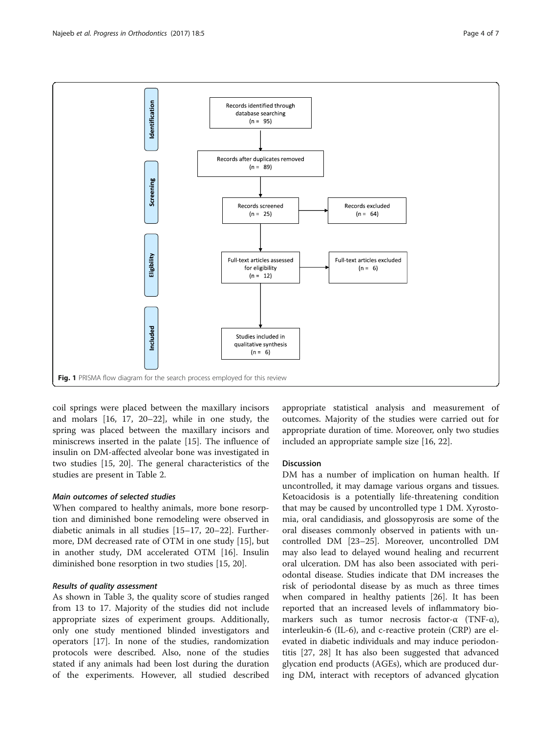**Fig. 1** PRISMA flow diagram for the search process employed for this review

coil springs were placed between the maxillary incisors and molars [16, 17, 20–22], while in one study, the spring was placed between the maxillary incisors and miniscrews inserted in the palate [15]. The influence of insulin on DM-affected alveolar bone was investigated in two studies [15, 20]. The general characteristics of the studies are present in Table 2.

### *Main outcomes of selected studies*

When compared to healthy animals, more bone resorption and diminished bone remodeling were observed in diabetic animals in all studies [15–17, 20–22]. Furthermore, DM decreased rate of OTM in one study [15], but in another study, DM accelerated OTM [16]. Insulin diminished bone resorption in two studies [15, 20].

### *Results of quality assessment*

As shown in Table 3, the quality score of studies ranged from 13 to 17. Majority of the studies did not include appropriate sizes of experiment groups. Additionally, only one study mentioned blinded investigators and operators [17]. In none of the studies, randomization protocols were described. Also, none of the studies stated if any animals had been lost during the duration of the experiments. However, all studied described appropriate statistical analysis and measurement of outcomes. Majority of the studies were carried out for appropriate duration of time. Moreover, only two studies included an appropriate sample size [16, 22].

## Discussion

DM has a number of implication on human health. If uncontrolled, it may damage various organs and tissues. Ketoacidosis is a potentially life-threatening condition that may be caused by uncontrolled type 1 DM. Xyrostomia, oral candidiasis, and glossopyrosis are some of the oral diseases commonly observed in patients with uncontrolled DM [23–25]. Moreover, uncontrolled DM may also lead to delayed wound healing and recurrent oral ulceration. DM has also been associated with periodontal disease. Studies indicate that DM increases the risk of periodontal disease by as much as three times when compared in healthy patients [26]. It has been reported that an increased levels of inflammatory biomarkers such as tumor necrosis factor-α (TNF-α), interleukin-6 (IL-6), and c-reactive protein (CRP) are elevated in diabetic individuals and may induce periodontitis [27, 28] It has also been suggested that advanced glycation end products (AGEs), which are produced during DM, interact with receptors of advanced glycation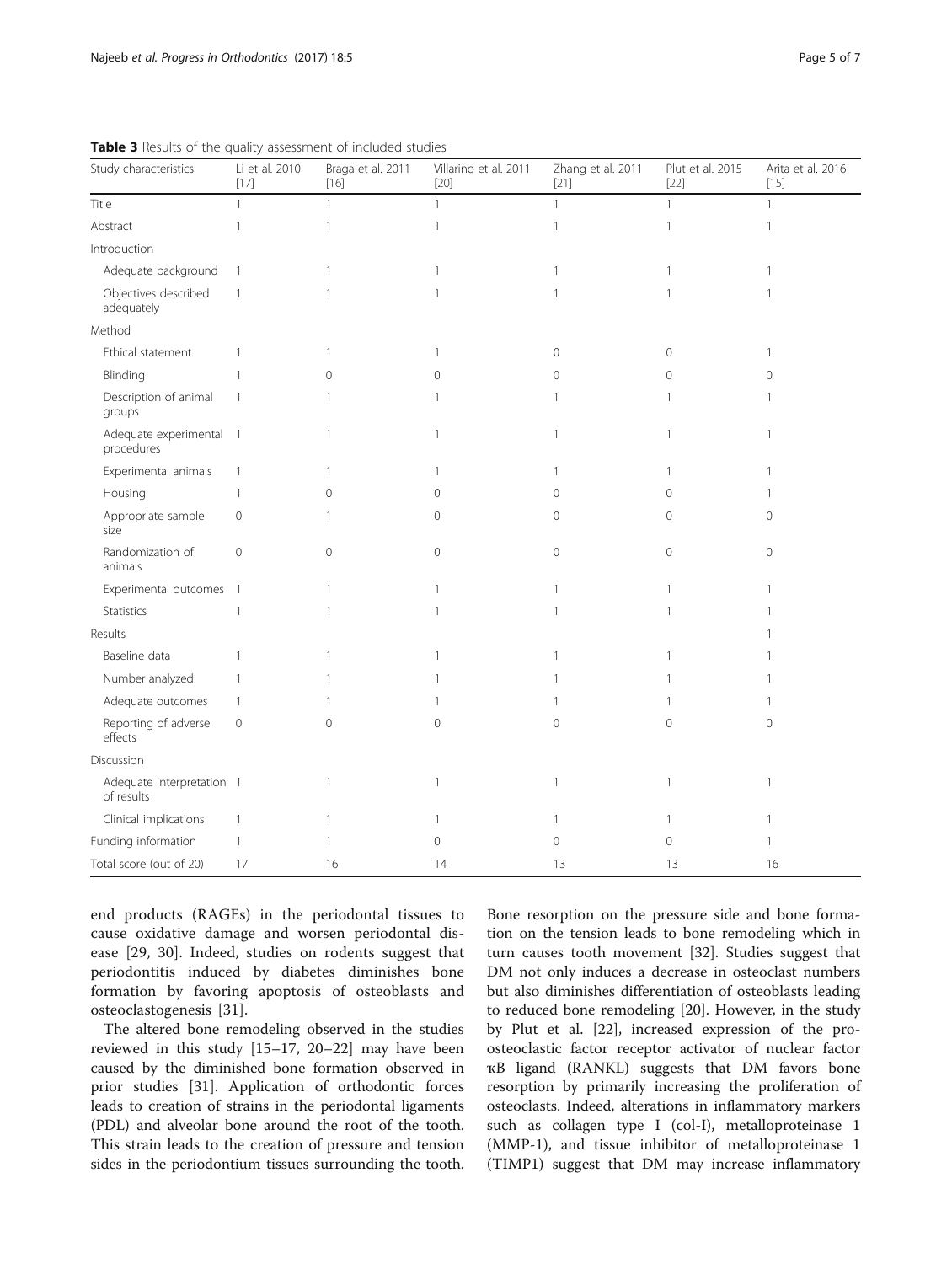**Table 3** Results of the quality assessment of included studies

| Study characteristics | Li et al. 2010 [17] | Braga et al. 2011 [16] | Villarino et al. 2011 [20] | Zhang et al. 2011 [21] | Plut et al. 2015 [22] | Arita et al. 2016 [15] |
|---|---|---|---|---|---|---|
| Title | 1 | 1 | 1 | 1 | 1 | 1 |
| Abstract | 1 | 1 | 1 | 1 | 1 | 1 |
| Introduction | | | | | | |
| Adequate background | 1 | 1 | 1 | 1 | 1 | 1 |
| Objectives described adequately | 1 | 1 | 1 | 1 | 1 | 1 |
| Method | | | | | | |
| Ethical statement | 1 | 1 | 1 | 0 | 0 | 1 |
| Blinding | 1 | 0 | 0 | 0 | 0 | 0 |
| Description of animal groups | 1 | 1 | 1 | 1 | 1 | 1 |
| Adequate experimental procedures | 1 | 1 | 1 | 1 | 1 | 1 |
| Experimental animals | 1 | 1 | 1 | 1 | 1 | 1 |
| Housing | 1 | 0 | 0 | 0 | 0 | 1 |
| Appropriate sample size | 0 | 1 | 0 | 0 | 0 | 0 |
| Randomization of animals | 0 | 0 | 0 | 0 | 0 | 0 |
| Experimental outcomes | 1 | 1 | 1 | 1 | 1 | 1 |
| Statistics | 1 | 1 | 1 | 1 | 1 | 1 |
| Results | | | | | | 1 |
| Baseline data | 1 | 1 | 1 | 1 | 1 | 1 |
| Number analyzed | 1 | 1 | 1 | 1 | 1 | 1 |
| Adequate outcomes | 1 | 1 | 1 | 1 | 1 | 1 |
| Reporting of adverse effects | 0 | 0 | 0 | 0 | 0 | 0 |
| Discussion | | | | | | |
| Adequate interpretation of results | 1 | 1 | 1 | 1 | 1 | 1 |
| Clinical implications | 1 | 1 | 1 | 1 | 1 | 1 |
| Funding information | 1 | 1 | 0 | 0 | 0 | 1 |
| Total score (out of 20) | 17 | 16 | 14 | 13 | 13 | 16 |

end products (RAGEs) in the periodontal tissues to cause oxidative damage and worsen periodontal disease [29, 30]. Indeed, studies on rodents suggest that periodontitis induced by diabetes diminishes bone formation by favoring apoptosis of osteoblasts and osteoclastogenesis [31].

The altered bone remodeling observed in the studies reviewed in this study [15–17, 20–22] may have been caused by the diminished bone formation observed in prior studies [31]. Application of orthodontic forces leads to creation of strains in the periodontal ligaments (PDL) and alveolar bone around the root of the tooth. This strain leads to the creation of pressure and tension sides in the periodontium tissues surrounding the tooth. Bone resorption on the pressure side and bone formation on the tension leads to bone remodeling which in turn causes tooth movement [32]. Studies suggest that DM not only induces a decrease in osteoclast numbers but also diminishes differentiation of osteoblasts leading to reduced bone remodeling [20]. However, in the study by Plut et al. [22], increased expression of the pro-osteoclastic factor receptor activator of nuclear factor κB ligand (RANKL) suggests that DM favors bone resorption by primarily increasing the proliferation of osteoclasts. Indeed, alterations in inflammatory markers such as collagen type I (col-I), metalloproteinase 1 (MMP-1), and tissue inhibitor of metalloproteinase 1 (TIMP1) suggest that DM may increase inflammatory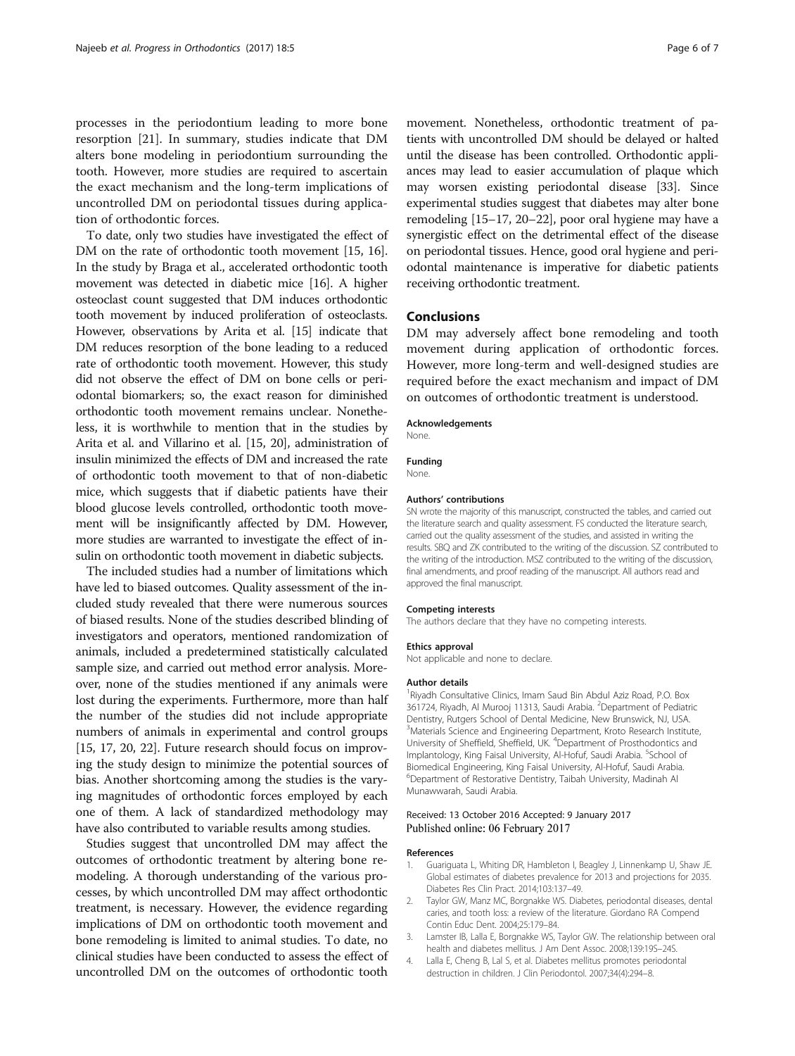processes in the periodontium leading to more bone resorption [21]. In summary, studies indicate that DM alters bone modeling in periodontium surrounding the tooth. However, more studies are required to ascertain the exact mechanism and the long-term implications of uncontrolled DM on periodontal tissues during application of orthodontic forces.

To date, only two studies have investigated the effect of DM on the rate of orthodontic tooth movement [15, 16]. In the study by Braga et al., accelerated orthodontic tooth movement was detected in diabetic mice [16]. A higher osteoclast count suggested that DM induces orthodontic tooth movement by induced proliferation of osteoclasts. However, observations by Arita et al. [15] indicate that DM reduces resorption of the bone leading to a reduced rate of orthodontic tooth movement. However, this study did not observe the effect of DM on bone cells or periodontal biomarkers; so, the exact reason for diminished orthodontic tooth movement remains unclear. Nonetheless, it is worthwhile to mention that in the studies by Arita et al. and Villarino et al. [15, 20], administration of insulin minimized the effects of DM and increased the rate of orthodontic tooth movement to that of non-diabetic mice, which suggests that if diabetic patients have their blood glucose levels controlled, orthodontic tooth movement will be insignificantly affected by DM. However, more studies are warranted to investigate the effect of insulin on orthodontic tooth movement in diabetic subjects.

The included studies had a number of limitations which have led to biased outcomes. Quality assessment of the included study revealed that there were numerous sources of biased results. None of the studies described blinding of investigators and operators, mentioned randomization of animals, included a predetermined statistically calculated sample size, and carried out method error analysis. Moreover, none of the studies mentioned if any animals were lost during the experiments. Furthermore, more than half the number of the studies did not include appropriate numbers of animals in experimental and control groups [15, 17, 20, 22]. Future research should focus on improving the study design to minimize the potential sources of bias. Another shortcoming among the studies is the varying magnitudes of orthodontic forces employed by each one of them. A lack of standardized methodology may have also contributed to variable results among studies.

Studies suggest that uncontrolled DM may affect the outcomes of orthodontic treatment by altering bone remodeling. A thorough understanding of the various processes, by which uncontrolled DM may affect orthodontic treatment, is necessary. However, the evidence regarding implications of DM on orthodontic tooth movement and bone remodeling is limited to animal studies. To date, no clinical studies have been conducted to assess the effect of uncontrolled DM on the outcomes of orthodontic tooth movement. Nonetheless, orthodontic treatment of patients with uncontrolled DM should be delayed or halted until the disease has been controlled. Orthodontic appliances may lead to easier accumulation of plaque which may worsen existing periodontal disease [33]. Since experimental studies suggest that diabetes may alter bone remodeling [15–17, 20–22], poor oral hygiene may have a synergistic effect on the detrimental effect of the disease on periodontal tissues. Hence, good oral hygiene and periodontal maintenance is imperative for diabetic patients receiving orthodontic treatment.

## Conclusions

DM may adversely affect bone remodeling and tooth movement during application of orthodontic forces. However, more long-term and well-designed studies are required before the exact mechanism and impact of DM on outcomes of orthodontic treatment is understood.

### Acknowledgements

None.

### Funding

None.

### Authors' contributions

SN wrote the majority of this manuscript, constructed the tables, and carried out the literature search and quality assessment. FS conducted the literature search, carried out the quality assessment of the studies, and assisted in writing the results. SBQ and ZK contributed to the writing of the discussion. SZ contributed to the writing of the introduction. MSZ contributed to the writing of the discussion, final amendments, and proof reading of the manuscript. All authors read and approved the final manuscript.

### Competing interests

The authors declare that they have no competing interests.

### Ethics approval

Not applicable and none to declare.

### Author details

[1]Riyadh Consultative Clinics, Imam Saud Bin Abdul Aziz Road, P.O. Box 361724, Riyadh, Al Murooj 11313, Saudi Arabia. [2]Department of Pediatric Dentistry, Rutgers School of Dental Medicine, New Brunswick, NJ, USA. [3]Materials Science and Engineering Department, Kroto Research Institute, University of Sheffield, Sheffield, UK. [4]Department of Prosthodontics and Implantology, King Faisal University, Al-Hofuf, Saudi Arabia. [5]School of Biomedical Engineering, King Faisal University, Al-Hofuf, Saudi Arabia. [6]Department of Restorative Dentistry, Taibah University, Madinah Al Munawwarah, Saudi Arabia.

Received: 13 October 2016 Accepted: 9 January 2017
Published online: 06 February 2017

### References

1. Guariguata L, Whiting DR, Hambleton I, Beagley J, Linnenkamp U, Shaw JE. Global estimates of diabetes prevalence for 2013 and projections for 2035. Diabetes Res Clin Pract. 2014;103:137–49.
2. Taylor GW, Manz MC, Borgnakke WS. Diabetes, periodontal diseases, dental caries, and tooth loss: a review of the literature. Giordano RA Compend Contin Educ Dent. 2004;25:179–84.
3. Lamster IB, Lalla E, Borgnakke WS, Taylor GW. The relationship between oral health and diabetes mellitus. J Am Dent Assoc. 2008;139:19S–24S.
4. Lalla E, Cheng B, Lal S, et al. Diabetes mellitus promotes periodontal destruction in children. J Clin Periodontol. 2007;34(4):294–8.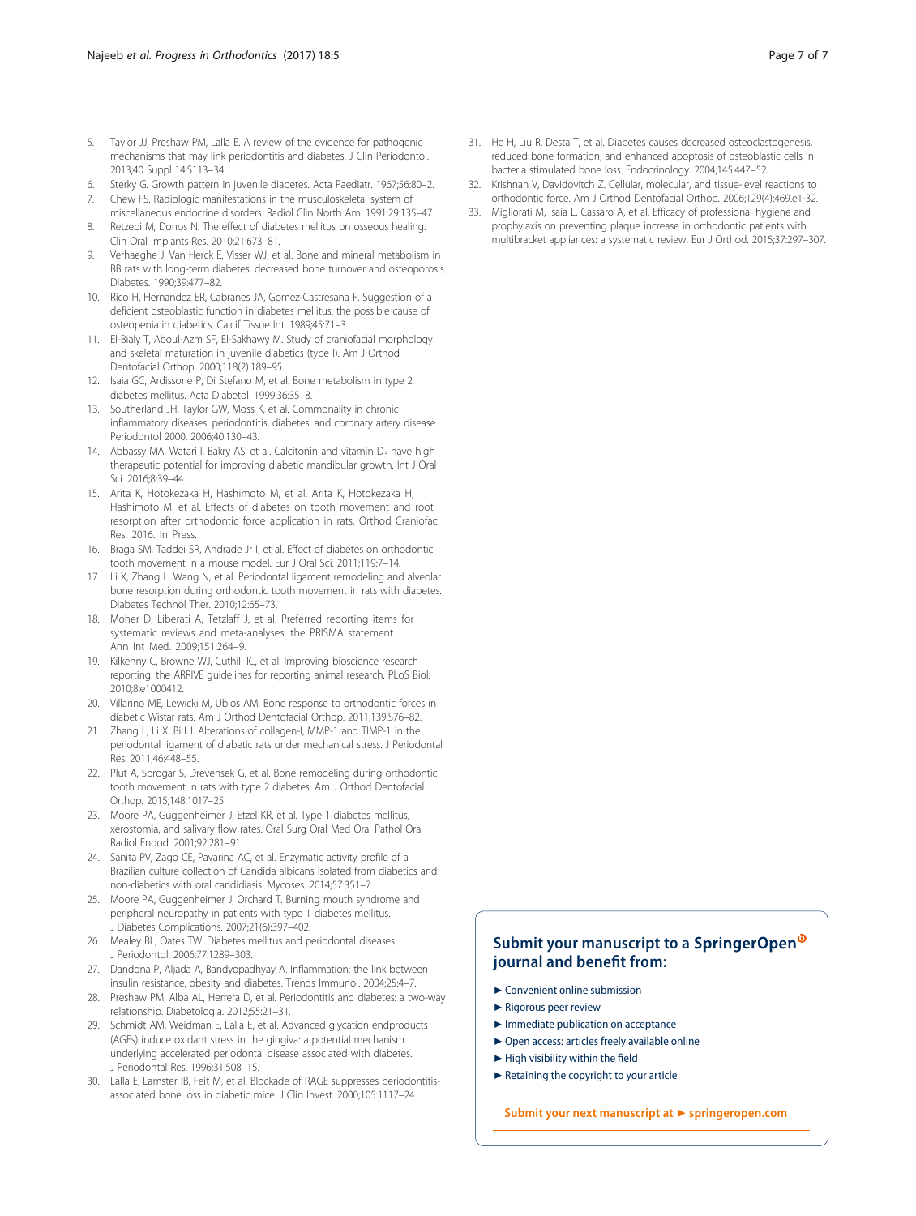5. Taylor JJ, Preshaw PM, Lalla E. A review of the evidence for pathogenic mechanisms that may link periodontitis and diabetes. J Clin Periodontol. 2013;40 Suppl 14:S113–34.
6. Sterky G. Growth pattern in juvenile diabetes. Acta Paediatr. 1967;56:80–2.
7. Chew FS. Radiologic manifestations in the musculoskeletal system of miscellaneous endocrine disorders. Radiol Clin North Am. 1991;29:135–47.
8. Retzepi M, Donos N. The effect of diabetes mellitus on osseous healing. Clin Oral Implants Res. 2010;21:673–81.
9. Verhaeghe J, Van Herck E, Visser WJ, et al. Bone and mineral metabolism in BB rats with long-term diabetes: decreased bone turnover and osteoporosis. Diabetes. 1990;39:477–82.
10. Rico H, Hernandez ER, Cabranes JA, Gomez-Castresana F. Suggestion of a deficient osteoblastic function in diabetes mellitus: the possible cause of osteopenia in diabetics. Calcif Tissue Int. 1989;45:71–3.
11. El-Bialy T, Aboul-Azm SF, El-Sakhawy M. Study of craniofacial morphology and skeletal maturation in juvenile diabetics (type I). Am J Orthod Dentofacial Orthop. 2000;118(2):189–95.
12. Isaia GC, Ardissone P, Di Stefano M, et al. Bone metabolism in type 2 diabetes mellitus. Acta Diabetol. 1999;36:35–8.
13. Southerland JH, Taylor GW, Moss K, et al. Commonality in chronic inflammatory diseases: periodontitis, diabetes, and coronary artery disease. Periodontol 2000. 2006;40:130–43.
14. Abbassy MA, Watari I, Bakry AS, et al. Calcitonin and vitamin $D_3$ have high therapeutic potential for improving diabetic mandibular growth. Int J Oral Sci. 2016;8:39–44.
15. Arita K, Hotokezaka H, Hashimoto M, et al. Arita K, Hotokezaka H, Hashimoto M, et al. Effects of diabetes on tooth movement and root resorption after orthodontic force application in rats. Orthod Craniofac Res. 2016. In Press.
16. Braga SM, Taddei SR, Andrade Jr I, et al. Effect of diabetes on orthodontic tooth movement in a mouse model. Eur J Oral Sci. 2011;119:7–14.
17. Li X, Zhang L, Wang N, et al. Periodontal ligament remodeling and alveolar bone resorption during orthodontic tooth movement in rats with diabetes. Diabetes Technol Ther. 2010;12:65–73.
18. Moher D, Liberati A, Tetzlaff J, et al. Preferred reporting items for systematic reviews and meta-analyses: the PRISMA statement. Ann Int Med. 2009;151:264–9.
19. Kilkenny C, Browne WJ, Cuthill IC, et al. Improving bioscience research reporting: the ARRIVE guidelines for reporting animal research. PLoS Biol. 2010;8:e1000412.
20. Villarino ME, Lewicki M, Ubios AM. Bone response to orthodontic forces in diabetic Wistar rats. Am J Orthod Dentofacial Orthop. 2011;139:S76–82.
21. Zhang L, Li X, Bi LJ. Alterations of collagen-I, MMP-1 and TIMP-1 in the periodontal ligament of diabetic rats under mechanical stress. J Periodontal Res. 2011;46:448–55.
22. Plut A, Sprogar S, Drevensek G, et al. Bone remodeling during orthodontic tooth movement in rats with type 2 diabetes. Am J Orthod Dentofacial Orthop. 2015;148:1017–25.
23. Moore PA, Guggenheimer J, Etzel KR, et al. Type 1 diabetes mellitus, xerostomia, and salivary flow rates. Oral Surg Oral Med Oral Pathol Oral Radiol Endod. 2001;92:281–91.
24. Sanita PV, Zago CE, Pavarina AC, et al. Enzymatic activity profile of a Brazilian culture collection of Candida albicans isolated from diabetics and non-diabetics with oral candidiasis. Mycoses. 2014;57:351–7.
25. Moore PA, Guggenheimer J, Orchard T. Burning mouth syndrome and peripheral neuropathy in patients with type 1 diabetes mellitus. J Diabetes Complications. 2007;21(6):397–402.
26. Mealey BL, Oates TW. Diabetes mellitus and periodontal diseases. J Periodontol. 2006;77:1289–303.
27. Dandona P, Aljada A, Bandyopadhyay A. Inflammation: the link between insulin resistance, obesity and diabetes. Trends Immunol. 2004;25:4–7.
28. Preshaw PM, Alba AL, Herrera D, et al. Periodontitis and diabetes: a two-way relationship. Diabetologia. 2012;55:21–31.
29. Schmidt AM, Weidman E, Lalla E, et al. Advanced glycation endproducts (AGEs) induce oxidant stress in the gingiva: a potential mechanism underlying accelerated periodontal disease associated with diabetes. J Periodontal Res. 1996;31:508–15.
30. Lalla E, Lamster IB, Feit M, et al. Blockade of RAGE suppresses periodontitis-associated bone loss in diabetic mice. J Clin Invest. 2000;105:1117–24.
31. He H, Liu R, Desta T, et al. Diabetes causes decreased osteoclastogenesis, reduced bone formation, and enhanced apoptosis of osteoblastic cells in bacteria stimulated bone loss. Endocrinology. 2004;145:447–52.
32. Krishnan V, Davidovitch Z. Cellular, molecular, and tissue-level reactions to orthodontic force. Am J Orthod Dentofacial Orthop. 2006;129(4):469.e1-32.
33. Migliorati M, Isaia L, Cassaro A, et al. Efficacy of professional hygiene and prophylaxis on preventing plaque increase in orthodontic patients with multibracket appliances: a systematic review. Eur J Orthod. 2015;37:297–307.

**Submit your manuscript to a SpringerOpen journal and benefit from:**

- ► Convenient online submission
- ► Rigorous peer review
- ► Immediate publication on acceptance
- ► Open access: articles freely available online
- ► High visibility within the field
- ► Retaining the copyright to your article

**Submit your next manuscript at ► springeropen.com**